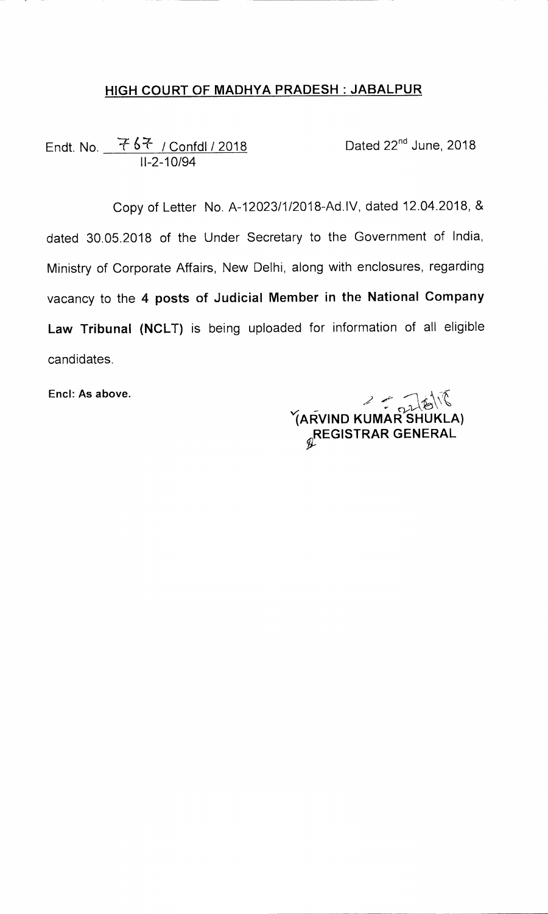## HIGH COURT OF MADHYA PRADESH : JABALPUR

Endt. No. 767 / Confdl / 2018 II-2-10/94 Dated 22nd June, 2018

Copy of Letter No. A-12023/1/2018-Ad.IV, dated 12.04.2018, & dated 30.05.2018 of the Under Secretary to the Government of India, Ministry of Corporate Affairs, New Delhi, along with enclosures, regarding vacancy to the **4 posts of Judicial Member in the National Company Law Tribunal (NCLT)** is being uploaded for information of all eligible candidates.

**Encl: As above.**

**(ARVIND KUMAR SHUKLA)**
**REGISTRAR GENERAL**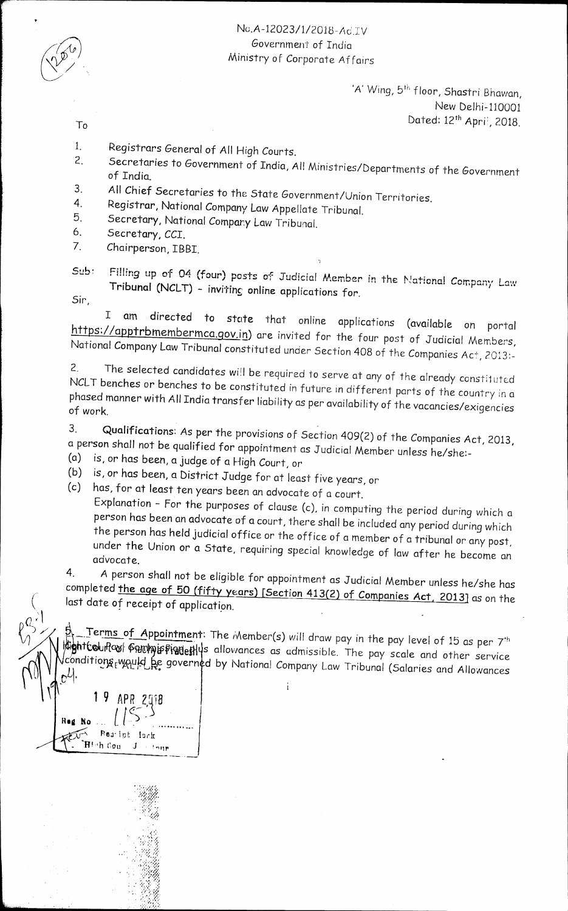No.A-12023/1/2018-Ad.IV
Government of India
Ministry of Corporate Affairs

'A' Wing, 5th floor, Shastri Bhawan,
New Delhi-110001
Dated: 12th April, 2018.

To

1. Registrars General of All High Courts.
2. Secretaries to Government of India, All Ministries/Departments of the Government of India.
3. All Chief Secretaries to the State Government/Union Territories.
4. Registrar, National Company Law Appellate Tribunal.
5. Secretary, National Company Law Tribunal.
6. Secretary, CCI.
7. Chairperson, IBBI.

Sub: Filling up of 04 (four) posts of Judicial Member in the National Company Law Tribunal (NCLT) - inviting online applications for.

Sir,

I am directed to state that online applications (available on portal https://apptrbmembermca.gov.in) are invited for the four post of Judicial Members, National Company Law Tribunal constituted under Section 408 of the Companies Act, 2013:-

2. The selected candidates will be required to serve at any of the already constituted NCLT benches or benches to be constituted in future in different parts of the country in a phased manner with All India transfer liability as per availability of the vacancies/exigencies of work.

3. **Qualifications**: As per the provisions of Section 409(2) of the Companies Act, 2013, a person shall not be qualified for appointment as Judicial Member unless he/she:-

(a) is, or has been, a judge of a High Court, or
(b) is, or has been, a District Judge for at least five years, or
(c) has, for at least ten years been an advocate of a court.

Explanation - For the purposes of clause (c), in computing the period during which a person has been an advocate of a court, there shall be included any period during which the person has held judicial office or the office of a member of a tribunal or any post, under the Union or a State, requiring special knowledge of law after he become an advocate.

4. A person shall not be eligible for appointment as Judicial Member unless he/she has completed the age of 50 (fifty years) [Section 413(2) of Companies Act, 2013] as on the last date of receipt of application.

5. Terms of Appointment: The Member(s) will draw pay in the pay level of 15 as per 7th Pay Commission plus allowances as admissible. The pay scale and other service conditions would be governed by National Company Law Tribunal (Salaries and Allowances

19 APR 2018
Reg No ... 1153
Receipt Clerk
High Court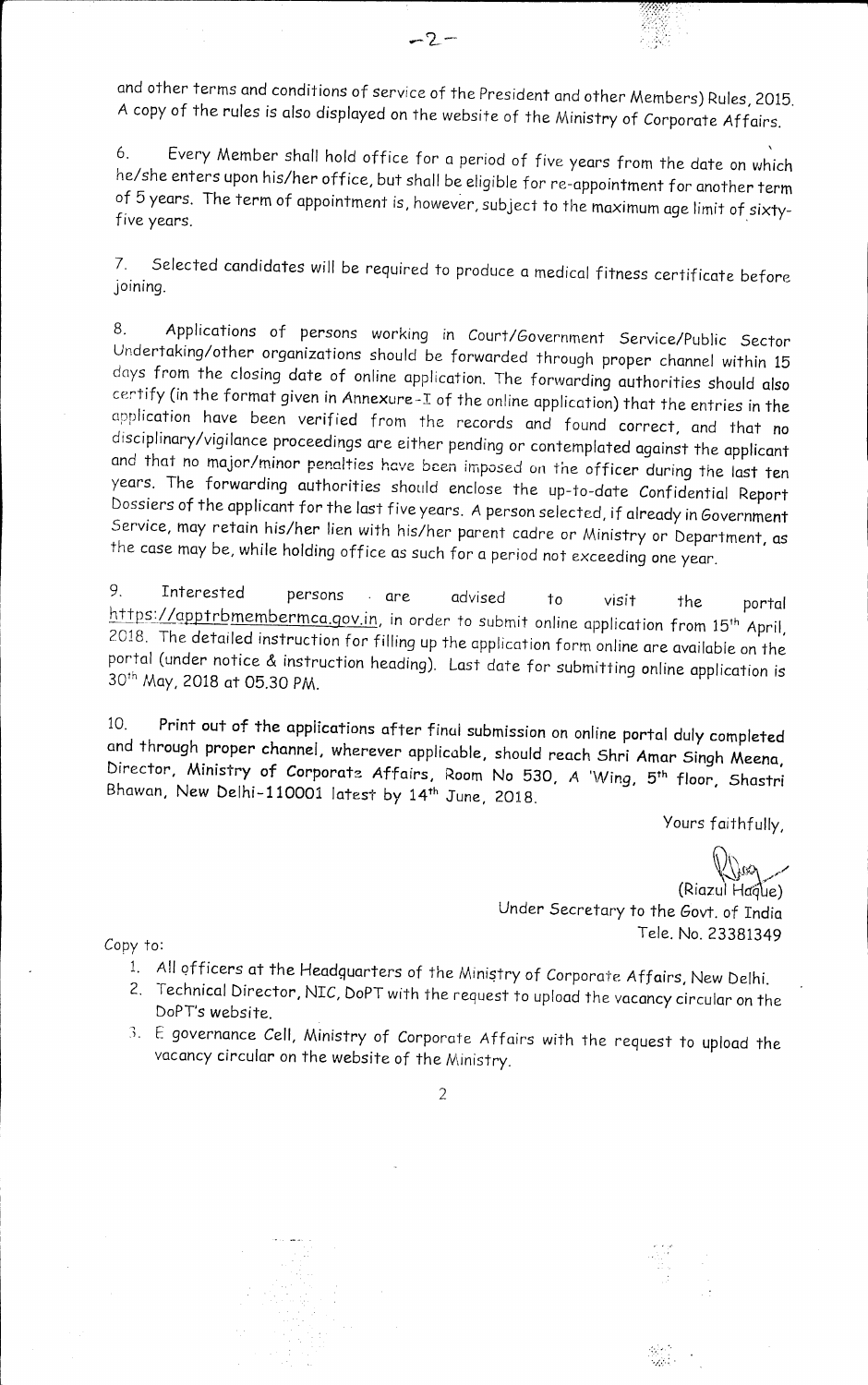and other terms and conditions of service of the President and other Members) Rules, 2015. A copy of the rules is also displayed on the website of the Ministry of Corporate Affairs.

6. Every Member shall hold office for a period of five years from the date on which he/she enters upon his/her office, but shall be eligible for re-appointment for another term of 5 years. The term of appointment is, however, subject to the maximum age limit of sixty-five years.

7. Selected candidates will be required to produce a medical fitness certificate before joining.

8. Applications of persons working in Court/Government Service/Public Sector Undertaking/other organizations should be forwarded through proper channel within 15 days from the closing date of online application. The forwarding authorities should also certify (in the format given in Annexure-I of the online application) that the entries in the application have been verified from the records and found correct, and that no disciplinary/vigilance proceedings are either pending or contemplated against the applicant and that no major/minor penalties have been imposed on the officer during the last ten years. The forwarding authorities should enclose the up-to-date Confidential Report Dossiers of the applicant for the last five years. A person selected, if already in Government Service, may retain his/her lien with his/her parent cadre or Ministry or Department, as the case may be, while holding office as such for a period not exceeding one year.

9. Interested persons are advised to visit the portal https://apptrbmembermca.gov.in, in order to submit online application from 15th April, 2018. The detailed instruction for filling up the application form online are available on the portal (under notice & instruction heading). Last date for submitting online application is 30th May, 2018 at 05.30 PM.

10. **Print out of the applications after final submission on online portal duly completed and through proper channel, wherever applicable, should reach Shri Amar Singh Meena, Director, Ministry of Corporate Affairs, Room No 530, A 'Wing, 5th floor, Shastri Bhawan, New Delhi-110001** latest by 14th June, 2018.

Yours faithfully,

(Riazul Haque)
Under Secretary to the Govt. of India
Tele. No. 23381349

Copy to:

1. All officers at the Headquarters of the Ministry of Corporate Affairs, New Delhi.
2. Technical Director, NIC, DoPT with the request to upload the vacancy circular on the DoPT's website.
3. E governance Cell, Ministry of Corporate Affairs with the request to upload the vacancy circular on the website of the Ministry.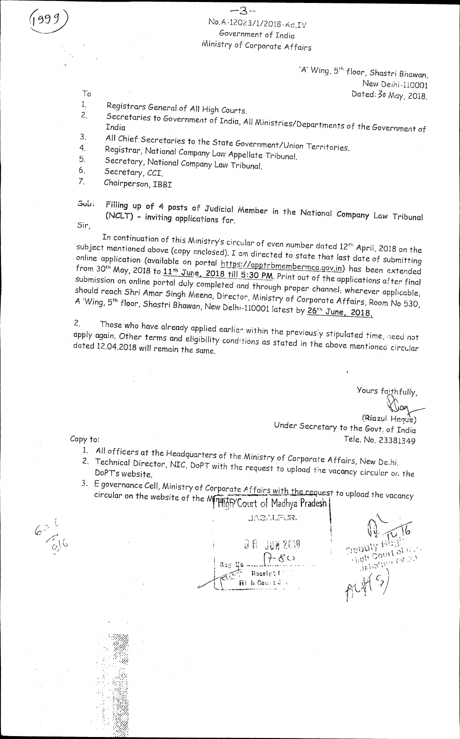No.A-12023/1/2018-Ad.IV
Government of India
Ministry of Corporate Affairs

'A' Wing, 5th floor, Shastri Bhawan,
New Delhi-110001
Dated: 30 May, 2018.

To

1. Registrars General of All High Courts.
2. Secretaries to Government of India, All Ministries/Departments of the Government of India
3. All Chief Secretaries to the State Government/Union Territories.
4. Registrar, National Company Law Appellate Tribunal.
5. Secretary, National Company Law Tribunal.
6. Secretary, CCI.
7. Chairperson, IBBI

Sub: Filling up of 4 posts of Judicial Member in the National Company Law Tribunal (NCLT) - inviting applications for.

Sir,

In continuation of this Ministry's circular of even number dated 12th April, 2018 on the subject mentioned above (copy enclosed). I am directed to state that last date of submitting online application (available on portal https://apptrbmembermca.gov.in) has been extended from 30th May, 2018 to **11th June, 2018 till 5:30 PM**. Print out of the applications after final submission on online portal duly completed and through proper channel, wherever applicable, should reach Shri Amar Singh Meena, Director, Ministry of Corporate Affairs, Room No 530, A 'Wing, 5th floor, Shastri Bhawan, New Delhi-110001 latest by **26th June, 2018**.

2. Those who have already applied earlier within the previously stipulated time, need not apply again. Other terms and eligibility conditions as stated in the above mentioned circular dated 12.04.2018 will remain the same.

Yours faithfully,

(Riazul Haque)
Under Secretary to the Govt. of India
Tele. No. 23381349

Copy to:

1. All officers at the Headquarters of the Ministry of Corporate Affairs, New Delhi.
2. Technical Director, NIC, DoPT with the request to upload the vacancy circular on the DoPT's website.
3. E governance Cell, Ministry of Corporate Affairs with the request to upload the vacancy circular on the website of the Ministry.

High Court of Madhya Pradesh
JABALPUR.
06 JUN 2018
Regd No 7-80
Receipt Cl.
High Court

Deputy Registrar
High Court of M.P.
Jabalpur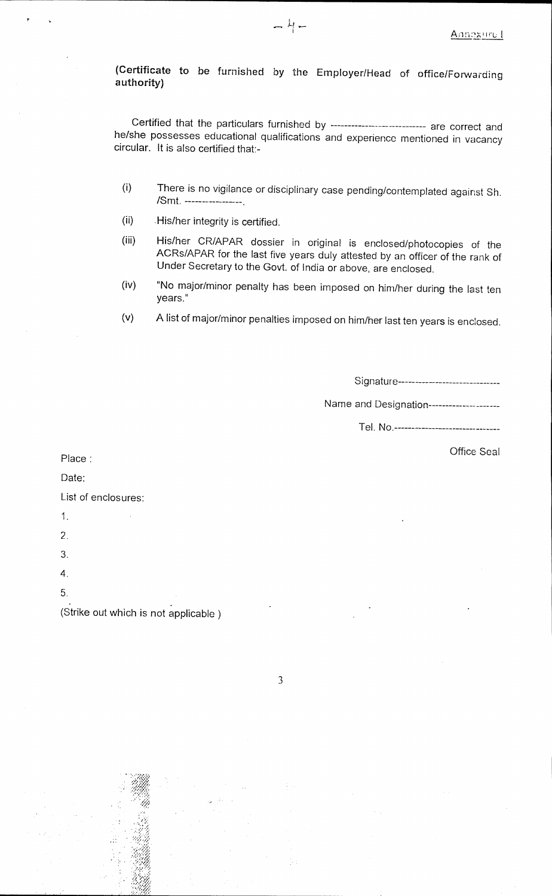Annexure I

**(Certificate to be furnished by the Employer/Head of office/Forwarding authority)**

Certified that the particulars furnished by ---------------------------- are correct and he/she possesses educational qualifications and experience mentioned in vacancy circular. It is also certified that:-

(i) There is no vigilance or disciplinary case pending/contemplated against Sh. /Smt. -----------------.

(ii) His/her integrity is certified.

(iii) His/her CR/APAR dossier in original is enclosed/photocopies of the ACRs/APAR for the last five years duly attested by an officer of the rank of Under Secretary to the Govt. of India or above, are enclosed.

(iv) "No major/minor penalty has been imposed on him/her during the last ten years."

(v) A list of major/minor penalties imposed on him/her last ten years is enclosed.

Signature------------------------------

Name and Designation---------------------

Tel. No.--------------------------------

Office Seal

Place :

Date:

List of enclosures:

1.

2.

3.

4.

5.

(Strike out which is not applicable )